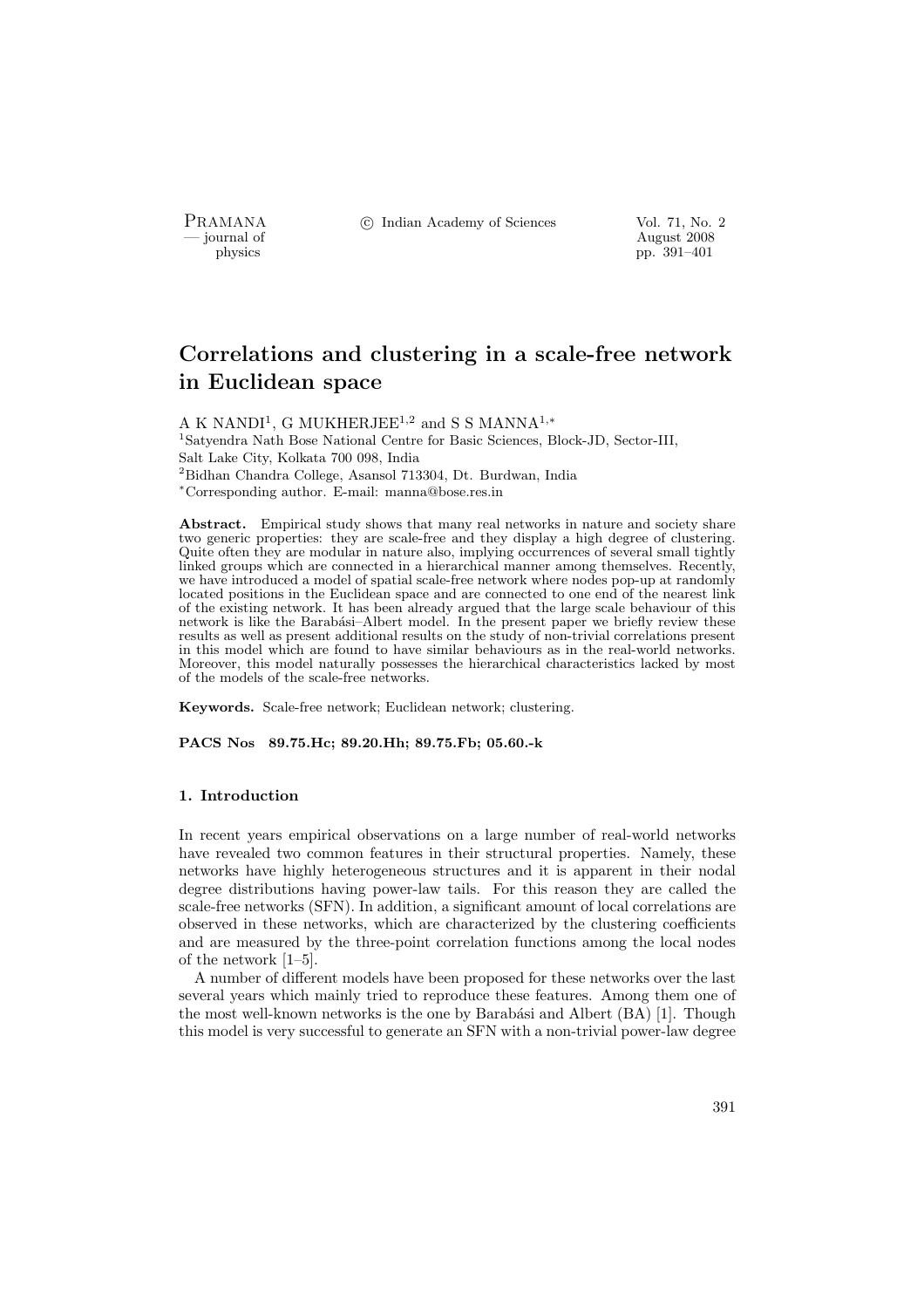# Correlations and clustering in a scale-free network in Euclidean space

A K NANDI[1], G MUKHERJEE[1,2] and S S MANNA[1,*]

[1]Satyendra Nath Bose National Centre for Basic Sciences, Block-JD, Sector-III, Salt Lake City, Kolkata 700 098, India

[2]Bidhan Chandra College, Asansol 713304, Dt. Burdwan, India

[*]Corresponding author. E-mail: manna@bose.res.in

**Abstract.** Empirical study shows that many real networks in nature and society share two generic properties: they are scale-free and they display a high degree of clustering. Quite often they are modular in nature also, implying occurrences of several small tightly linked groups which are connected in a hierarchical manner among themselves. Recently, we have introduced a model of spatial scale-free network where nodes pop-up at randomly located positions in the Euclidean space and are connected to one end of the nearest link of the existing network. It has been already argued that the large scale behaviour of this network is like the Barabási–Albert model. In the present paper we briefly review these results as well as present additional results on the study of non-trivial correlations present in this model which are found to have similar behaviours as in the real-world networks. Moreover, this model naturally possesses the hierarchical characteristics lacked by most of the models of the scale-free networks.

**Keywords.** Scale-free network; Euclidean network; clustering.

**PACS Nos 89.75.Hc; 89.20.Hh; 89.75.Fb; 05.60.-k**

## 1. Introduction

In recent years empirical observations on a large number of real-world networks have revealed two common features in their structural properties. Namely, these networks have highly heterogeneous structures and it is apparent in their nodal degree distributions having power-law tails. For this reason they are called the scale-free networks (SFN). In addition, a significant amount of local correlations are observed in these networks, which are characterized by the clustering coefficients and are measured by the three-point correlation functions among the local nodes of the network [1–5].

A number of different models have been proposed for these networks over the last several years which mainly tried to reproduce these features. Among them one of the most well-known networks is the one by Barabási and Albert (BA) [1]. Though this model is very successful to generate an SFN with a non-trivial power-law degree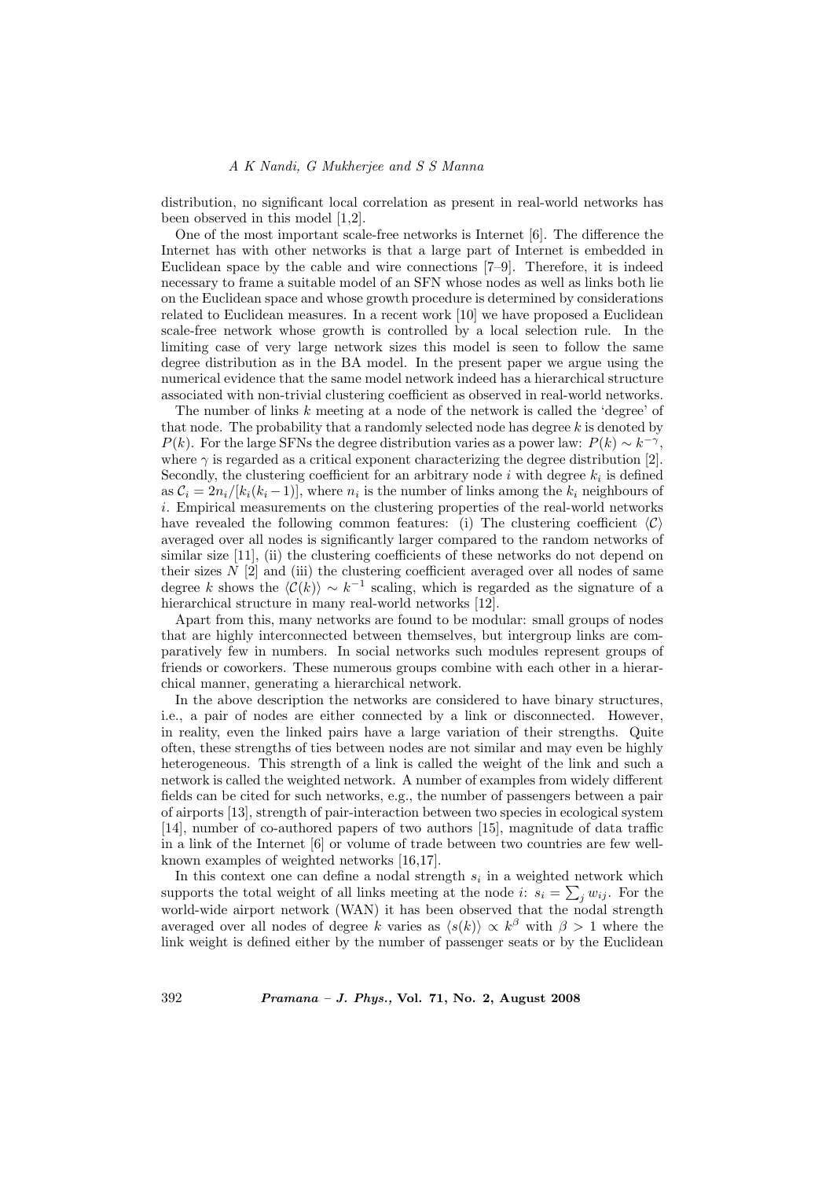distribution, no significant local correlation as present in real-world networks has been observed in this model [1,2].

One of the most important scale-free networks is Internet [6]. The difference the Internet has with other networks is that a large part of Internet is embedded in Euclidean space by the cable and wire connections [7–9]. Therefore, it is indeed necessary to frame a suitable model of an SFN whose nodes as well as links both lie on the Euclidean space and whose growth procedure is determined by considerations related to Euclidean measures. In a recent work [10] we have proposed a Euclidean scale-free network whose growth is controlled by a local selection rule. In the limiting case of very large network sizes this model is seen to follow the same degree distribution as in the BA model. In the present paper we argue using the numerical evidence that the same model network indeed has a hierarchical structure associated with non-trivial clustering coefficient as observed in real-world networks.

The number of links $k$ meeting at a node of the network is called the 'degree' of that node. The probability that a randomly selected node has degree $k$ is denoted by $P(k)$. For the large SFNs the degree distribution varies as a power law: $P(k) \sim k^{-\gamma}$, where $\gamma$ is regarded as a critical exponent characterizing the degree distribution [2]. Secondly, the clustering coefficient for an arbitrary node $i$ with degree $k_i$ is defined as $\mathcal{C}_i = 2n_i/[k_i(k_i-1)]$, where $n_i$ is the number of links among the $k_i$ neighbours of $i$. Empirical measurements on the clustering properties of the real-world networks have revealed the following common features: (i) The clustering coefficient $\langle\mathcal{C}\rangle$ averaged over all nodes is significantly larger compared to the random networks of similar size [11], (ii) the clustering coefficients of these networks do not depend on their sizes $N$ [2] and (iii) the clustering coefficient averaged over all nodes of same degree $k$ shows the $\langle\mathcal{C}(k)\rangle \sim k^{-1}$ scaling, which is regarded as the signature of a hierarchical structure in many real-world networks [12].

Apart from this, many networks are found to be modular: small groups of nodes that are highly interconnected between themselves, but intergroup links are comparatively few in numbers. In social networks such modules represent groups of friends or coworkers. These numerous groups combine with each other in a hierarchical manner, generating a hierarchical network.

In the above description the networks are considered to have binary structures, i.e., a pair of nodes are either connected by a link or disconnected. However, in reality, even the linked pairs have a large variation of their strengths. Quite often, these strengths of ties between nodes are not similar and may even be highly heterogeneous. This strength of a link is called the weight of the link and such a network is called the weighted network. A number of examples from widely different fields can be cited for such networks, e.g., the number of passengers between a pair of airports [13], strength of pair-interaction between two species in ecological system [14], number of co-authored papers of two authors [15], magnitude of data traffic in a link of the Internet [6] or volume of trade between two countries are few well-known examples of weighted networks [16,17].

In this context one can define a nodal strength $s_i$ in a weighted network which supports the total weight of all links meeting at the node $i$: $s_i = \sum_j w_{ij}$. For the world-wide airport network (WAN) it has been observed that the nodal strength averaged over all nodes of degree $k$ varies as $\langle s(k)\rangle \propto k^{\beta}$ with $\beta > 1$ where the link weight is defined either by the number of passenger seats or by the Euclidean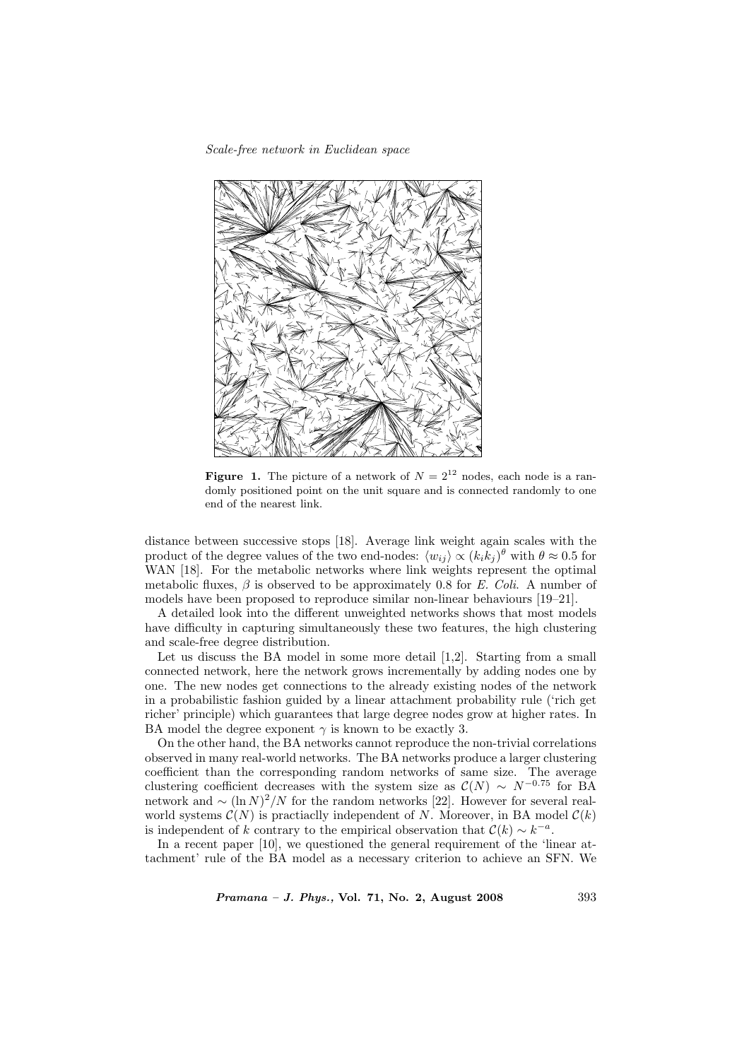**Figure 1.** The picture of a network of $N = 2^{12}$ nodes, each node is a randomly positioned point on the unit square and is connected randomly to one end of the nearest link.

distance between successive stops [18]. Average link weight again scales with the product of the degree values of the two end-nodes: $\langle w_{ij} \rangle \propto (k_i k_j)^\theta$ with $\theta \approx 0.5$ for WAN [18]. For the metabolic networks where link weights represent the optimal metabolic fluxes, $\beta$ is observed to be approximately 0.8 for *E. Coli*. A number of models have been proposed to reproduce similar non-linear behaviours [19–21].

A detailed look into the different unweighted networks shows that most models have difficulty in capturing simultaneously these two features, the high clustering and scale-free degree distribution.

Let us discuss the BA model in some more detail [1,2]. Starting from a small connected network, here the network grows incrementally by adding nodes one by one. The new nodes get connections to the already existing nodes of the network in a probabilistic fashion guided by a linear attachment probability rule ('rich get richer' principle) which guarantees that large degree nodes grow at higher rates. In BA model the degree exponent $\gamma$ is known to be exactly 3.

On the other hand, the BA networks cannot reproduce the non-trivial correlations observed in many real-world networks. The BA networks produce a larger clustering coefficient than the corresponding random networks of same size. The average clustering coefficient decreases with the system size as $\mathcal{C}(N) \sim N^{-0.75}$ for BA network and $\sim (\ln N)^2/N$ for the random networks [22]. However for several real-world systems $\mathcal{C}(N)$ is practiaclly independent of $N$. Moreover, in BA model $\mathcal{C}(k)$ is independent of $k$ contrary to the empirical observation that $\mathcal{C}(k) \sim k^{-a}$.

In a recent paper [10], we questioned the general requirement of the 'linear attachment' rule of the BA model as a necessary criterion to achieve an SFN. We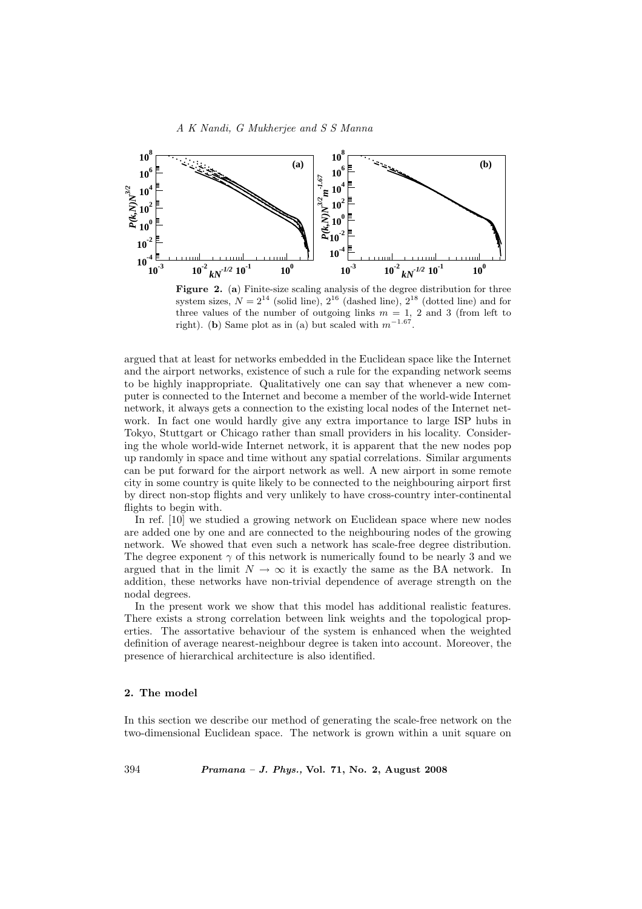**Figure 2.** (**a**) Finite-size scaling analysis of the degree distribution for three system sizes, $N = 2^{14}$ (solid line), $2^{16}$ (dashed line), $2^{18}$ (dotted line) and for three values of the number of outgoing links $m = 1$, 2 and 3 (from left to right). (**b**) Same plot as in (a) but scaled with $m^{-1.67}$.

argued that at least for networks embedded in the Euclidean space like the Internet and the airport networks, existence of such a rule for the expanding network seems to be highly inappropriate. Qualitatively one can say that whenever a new computer is connected to the Internet and become a member of the world-wide Internet network, it always gets a connection to the existing local nodes of the Internet network. In fact one would hardly give any extra importance to large ISP hubs in Tokyo, Stuttgart or Chicago rather than small providers in his locality. Considering the whole world-wide Internet network, it is apparent that the new nodes pop up randomly in space and time without any spatial correlations. Similar arguments can be put forward for the airport network as well. A new airport in some remote city in some country is quite likely to be connected to the neighbouring airport first by direct non-stop flights and very unlikely to have cross-country inter-continental flights to begin with.

In ref. [10] we studied a growing network on Euclidean space where new nodes are added one by one and are connected to the neighbouring nodes of the growing network. We showed that even such a network has scale-free degree distribution. The degree exponent $\gamma$ of this network is numerically found to be nearly 3 and we argued that in the limit $N \to \infty$ it is exactly the same as the BA network. In addition, these networks have non-trivial dependence of average strength on the nodal degrees.

In the present work we show that this model has additional realistic features. There exists a strong correlation between link weights and the topological properties. The assortative behaviour of the system is enhanced when the weighted definition of average nearest-neighbour degree is taken into account. Moreover, the presence of hierarchical architecture is also identified.

## 2. The model

In this section we describe our method of generating the scale-free network on the two-dimensional Euclidean space. The network is grown within a unit square on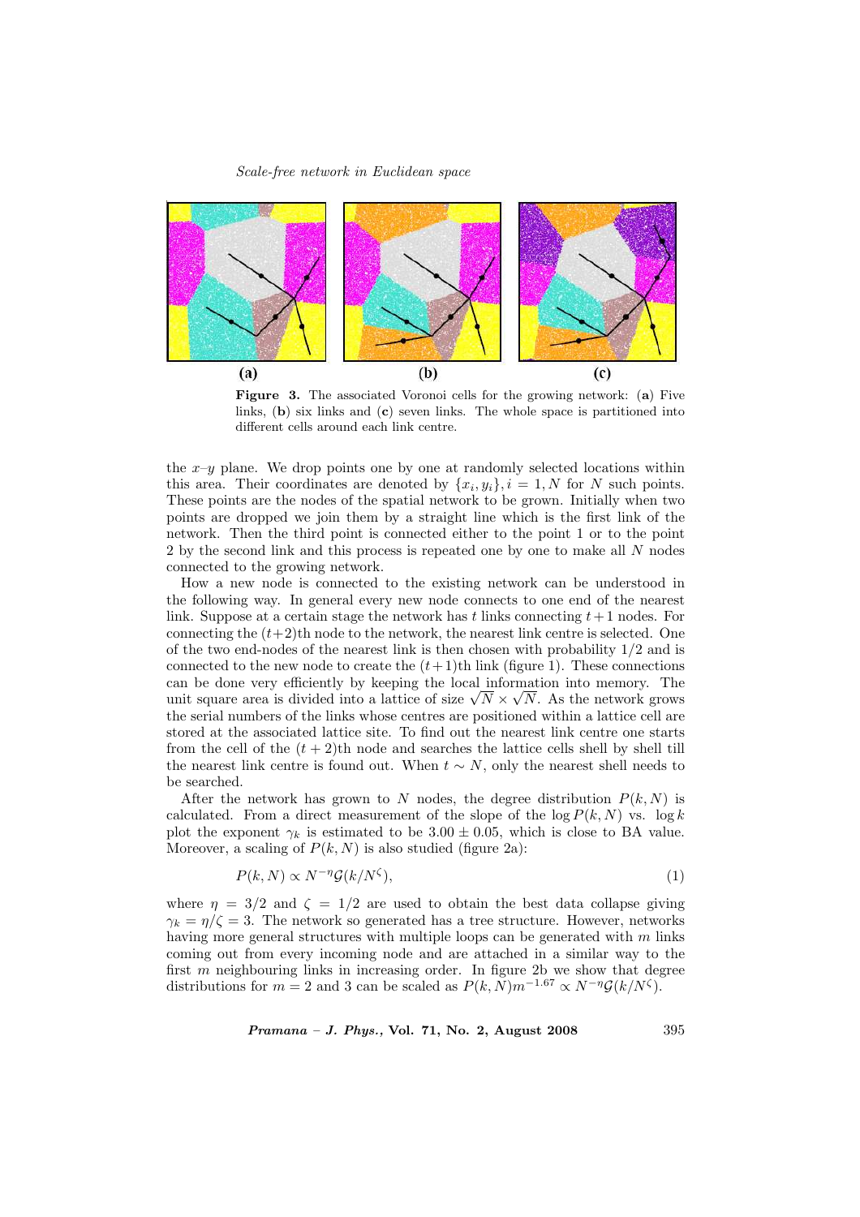**Figure 3.** The associated Voronoi cells for the growing network: (**a**) Five links, (**b**) six links and (**c**) seven links. The whole space is partitioned into different cells around each link centre.

the $x$–$y$ plane. We drop points one by one at randomly selected locations within this area. Their coordinates are denoted by $\{x_i, y_i\}, i = 1, N$ for $N$ such points. These points are the nodes of the spatial network to be grown. Initially when two points are dropped we join them by a straight line which is the first link of the network. Then the third point is connected either to the point 1 or to the point 2 by the second link and this process is repeated one by one to make all $N$ nodes connected to the growing network.

How a new node is connected to the existing network can be understood in the following way. In general every new node connects to one end of the nearest link. Suppose at a certain stage the network has $t$ links connecting $t+1$ nodes. For connecting the $(t+2)$th node to the network, the nearest link centre is selected. One of the two end-nodes of the nearest link is then chosen with probability 1/2 and is connected to the new node to create the $(t+1)$th link (figure 1). These connections can be done very efficiently by keeping the local information into memory. The unit square area is divided into a lattice of size $\sqrt{N} \times \sqrt{N}$. As the network grows the serial numbers of the links whose centres are positioned within a lattice cell are stored at the associated lattice site. To find out the nearest link centre one starts from the cell of the $(t+2)$th node and searches the lattice cells shell by shell till the nearest link centre is found out. When $t \sim N$, only the nearest shell needs to be searched.

After the network has grown to $N$ nodes, the degree distribution $P(k, N)$ is calculated. From a direct measurement of the slope of the $\log P(k, N)$ vs. $\log k$ plot the exponent $\gamma_k$ is estimated to be $3.00 \pm 0.05$, which is close to BA value. Moreover, a scaling of $P(k, N)$ is also studied (figure 2a):

$$P(k, N) \propto N^{-\eta} \mathcal{G}(k/N^{\zeta}), \tag{1}$$

where $\eta = 3/2$ and $\zeta = 1/2$ are used to obtain the best data collapse giving $\gamma_k = \eta/\zeta = 3$. The network so generated has a tree structure. However, networks having more general structures with multiple loops can be generated with $m$ links coming out from every incoming node and are attached in a similar way to the first $m$ neighbouring links in increasing order. In figure 2b we show that degree distributions for $m = 2$ and 3 can be scaled as $P(k, N)m^{-1.67} \propto N^{-\eta}\mathcal{G}(k/N^{\zeta})$.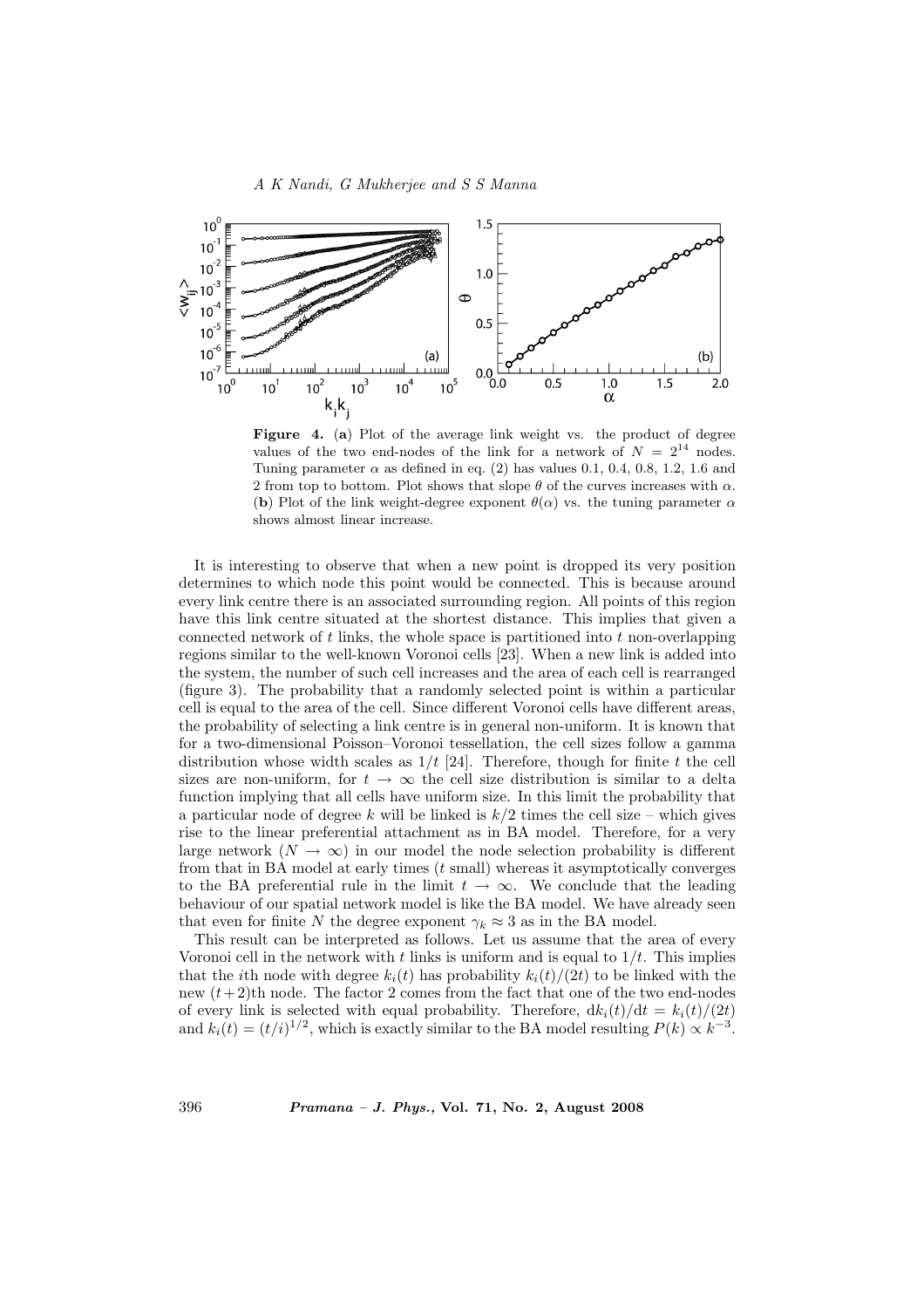**Figure 4.** (**a**) Plot of the average link weight vs. the product of degree values of the two end-nodes of the link for a network of $N = 2^{14}$ nodes. Tuning parameter $\alpha$ as defined in eq. (2) has values 0.1, 0.4, 0.8, 1.2, 1.6 and 2 from top to bottom. Plot shows that slope $\theta$ of the curves increases with $\alpha$. (**b**) Plot of the link weight-degree exponent $\theta(\alpha)$ vs. the tuning parameter $\alpha$ shows almost linear increase.

It is interesting to observe that when a new point is dropped its very position determines to which node this point would be connected. This is because around every link centre there is an associated surrounding region. All points of this region have this link centre situated at the shortest distance. This implies that given a connected network of $t$ links, the whole space is partitioned into $t$ non-overlapping regions similar to the well-known Voronoi cells [23]. When a new link is added into the system, the number of such cell increases and the area of each cell is rearranged (figure 3). The probability that a randomly selected point is within a particular cell is equal to the area of the cell. Since different Voronoi cells have different areas, the probability of selecting a link centre is in general non-uniform. It is known that for a two-dimensional Poisson–Voronoi tessellation, the cell sizes follow a gamma distribution whose width scales as $1/t$ [24]. Therefore, though for finite $t$ the cell sizes are non-uniform, for $t \to \infty$ the cell size distribution is similar to a delta function implying that all cells have uniform size. In this limit the probability that a particular node of degree $k$ will be linked is $k/2$ times the cell size – which gives rise to the linear preferential attachment as in BA model. Therefore, for a very large network ($N \to \infty$) in our model the node selection probability is different from that in BA model at early times ($t$ small) whereas it asymptotically converges to the BA preferential rule in the limit $t \to \infty$. We conclude that the leading behaviour of our spatial network model is like the BA model. We have already seen that even for finite $N$ the degree exponent $\gamma_k \approx 3$ as in the BA model.

This result can be interpreted as follows. Let us assume that the area of every Voronoi cell in the network with $t$ links is uniform and is equal to $1/t$. This implies that the $i$th node with degree $k_i(t)$ has probability $k_i(t)/(2t)$ to be linked with the new $(t+2)$th node. The factor 2 comes from the fact that one of the two end-nodes of every link is selected with equal probability. Therefore, $\mathrm{d}k_i(t)/\mathrm{d}t = k_i(t)/(2t)$ and $k_i(t) = (t/i)^{1/2}$, which is exactly similar to the BA model resulting $P(k) \propto k^{-3}$.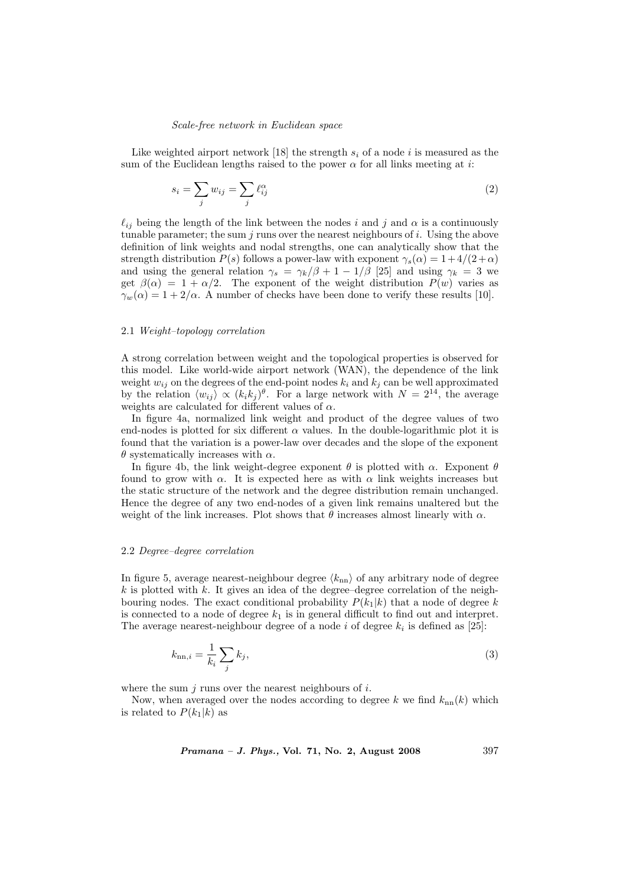Like weighted airport network [18] the strength $s_i$ of a node $i$ is measured as the sum of the Euclidean lengths raised to the power $\alpha$ for all links meeting at $i$:

$$s_i = \sum_j w_{ij} = \sum_j \ell_{ij}^{\alpha} \tag{2}$$

$\ell_{ij}$ being the length of the link between the nodes $i$ and $j$ and $\alpha$ is a continuously tunable parameter; the sum $j$ runs over the nearest neighbours of $i$. Using the above definition of link weights and nodal strengths, one can analytically show that the strength distribution $P(s)$ follows a power-law with exponent $\gamma_s(\alpha) = 1 + 4/(2+\alpha)$ and using the general relation $\gamma_s = \gamma_k/\beta + 1 - 1/\beta$ [25] and using $\gamma_k = 3$ we get $\beta(\alpha) = 1 + \alpha/2$. The exponent of the weight distribution $P(w)$ varies as $\gamma_w(\alpha) = 1 + 2/\alpha$. A number of checks have been done to verify these results [10].

### 2.1 *Weight–topology correlation*

A strong correlation between weight and the topological properties is observed for this model. Like world-wide airport network (WAN), the dependence of the link weight $w_{ij}$ on the degrees of the end-point nodes $k_i$ and $k_j$ can be well approximated by the relation $\langle w_{ij} \rangle \propto (k_i k_j)^{\theta}$. For a large network with $N = 2^{14}$, the average weights are calculated for different values of $\alpha$.

In figure 4a, normalized link weight and product of the degree values of two end-nodes is plotted for six different $\alpha$ values. In the double-logarithmic plot it is found that the variation is a power-law over decades and the slope of the exponent $\theta$ systematically increases with $\alpha$.

In figure 4b, the link weight-degree exponent $\theta$ is plotted with $\alpha$. Exponent $\theta$ found to grow with $\alpha$. It is expected here as with $\alpha$ link weights increases but the static structure of the network and the degree distribution remain unchanged. Hence the degree of any two end-nodes of a given link remains unaltered but the weight of the link increases. Plot shows that $\theta$ increases almost linearly with $\alpha$.

### 2.2 *Degree–degree correlation*

In figure 5, average nearest-neighbour degree $\langle k_{\rm nn} \rangle$ of any arbitrary node of degree $k$ is plotted with $k$. It gives an idea of the degree–degree correlation of the neighbouring nodes. The exact conditional probability $P(k_1|k)$ that a node of degree $k$ is connected to a node of degree $k_1$ is in general difficult to find out and interpret. The average nearest-neighbour degree of a node $i$ of degree $k_i$ is defined as [25]:

$$k_{{\rm nn},i} = \frac{1}{k_i} \sum_j k_j, \tag{3}$$

where the sum $j$ runs over the nearest neighbours of $i$.

Now, when averaged over the nodes according to degree $k$ we find $k_{\rm nn}(k)$ which is related to $P(k_1|k)$ as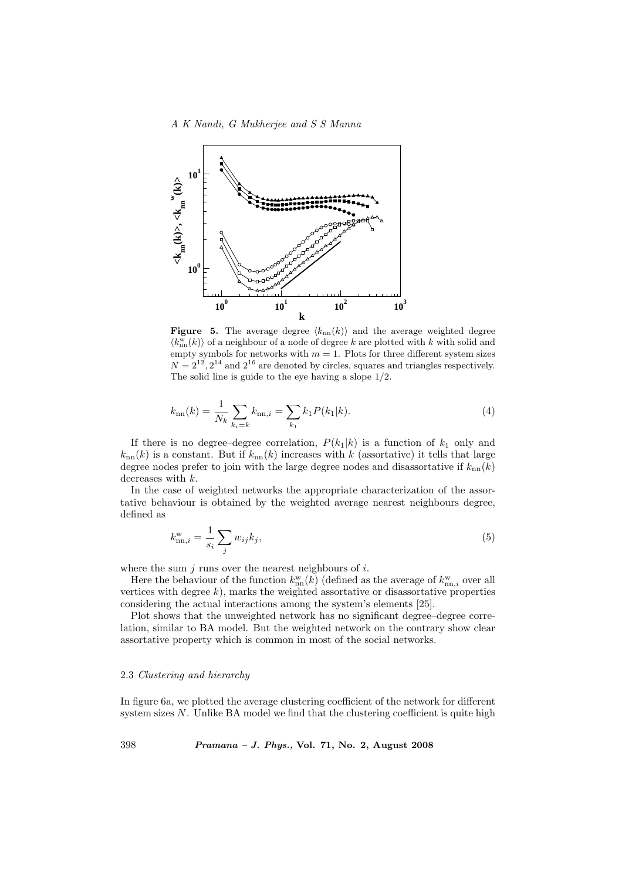**Figure 5.** The average degree $\langle k_{\rm nn}(k)\rangle$ and the average weighted degree $\langle k^{\rm w}_{\rm nn}(k)\rangle$ of a neighbour of a node of degree $k$ are plotted with $k$ with solid and empty symbols for networks with $m = 1$. Plots for three different system sizes $N = 2^{12}, 2^{14}$ and $2^{16}$ are denoted by circles, squares and triangles respectively. The solid line is guide to the eye having a slope 1/2.

$$k_{\rm nn}(k) = \frac{1}{N_k} \sum_{k_i = k} k_{{\rm nn},i} = \sum_{k_1} k_1 P(k_1|k). \tag{4}$$

If there is no degree–degree correlation, $P(k_1|k)$ is a function of $k_1$ only and $k_{\rm nn}(k)$ is a constant. But if $k_{\rm nn}(k)$ increases with $k$ (assortative) it tells that large degree nodes prefer to join with the large degree nodes and disassortative if $k_{\rm nn}(k)$ decreases with $k$.

In the case of weighted networks the appropriate characterization of the assortative behaviour is obtained by the weighted average nearest neighbours degree, defined as

$$k^{\rm w}_{{\rm nn},i} = \frac{1}{s_i} \sum_j w_{ij} k_j, \tag{5}$$

where the sum $j$ runs over the nearest neighbours of $i$.

Here the behaviour of the function $k^{\rm w}_{\rm nn}(k)$ (defined as the average of $k^{\rm w}_{{\rm nn},i}$ over all vertices with degree $k$), marks the weighted assortative or disassortative properties considering the actual interactions among the system's elements [25].

Plot shows that the unweighted network has no significant degree–degree correlation, similar to BA model. But the weighted network on the contrary show clear assortative property which is common in most of the social networks.

### 2.3 *Clustering and hierarchy*

In figure 6a, we plotted the average clustering coefficient of the network for different system sizes $N$. Unlike BA model we find that the clustering coefficient is quite high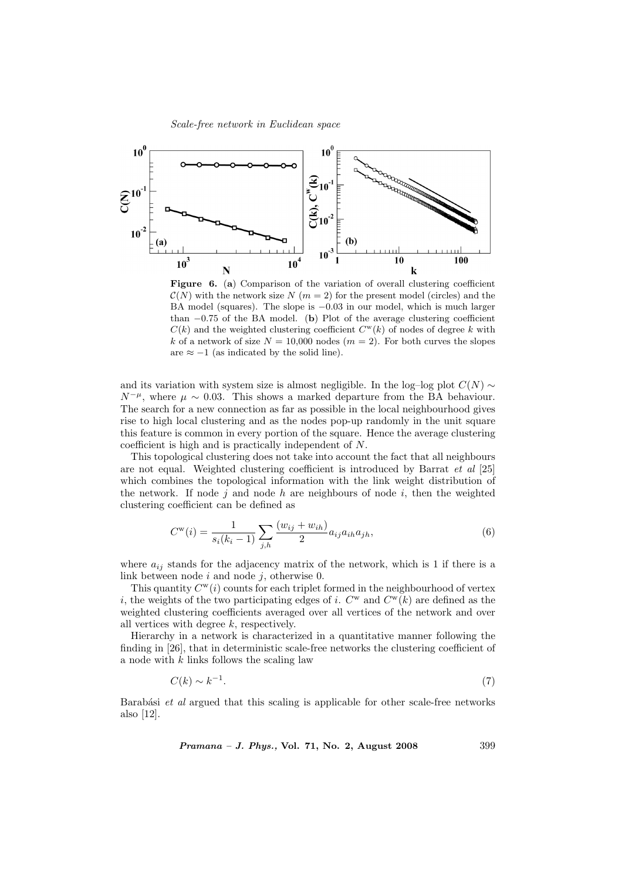**Figure 6.** (**a**) Comparison of the variation of overall clustering coefficient $\mathcal{C}(N)$ with the network size $N$ ($m = 2$) for the present model (circles) and the BA model (squares). The slope is $-0.03$ in our model, which is much larger than $-0.75$ of the BA model. (**b**) Plot of the average clustering coefficient $C(k)$ and the weighted clustering coefficient $C^{\rm w}(k)$ of nodes of degree $k$ with $k$ of a network of size $N = 10{,}000$ nodes ($m = 2$). For both curves the slopes are $\approx -1$ (as indicated by the solid line).

and its variation with system size is almost negligible. In the log–log plot $C(N) \sim N^{-\mu}$, where $\mu \sim 0.03$. This shows a marked departure from the BA behaviour. The search for a new connection as far as possible in the local neighbourhood gives rise to high local clustering and as the nodes pop-up randomly in the unit square this feature is common in every portion of the square. Hence the average clustering coefficient is high and is practically independent of $N$.

This topological clustering does not take into account the fact that all neighbours are not equal. Weighted clustering coefficient is introduced by Barrat *et al* [25] which combines the topological information with the link weight distribution of the network. If node $j$ and node $h$ are neighbours of node $i$, then the weighted clustering coefficient can be defined as

$$C^{\rm w}(i) = \frac{1}{s_i(k_i - 1)} \sum_{j,h} \frac{(w_{ij} + w_{ih})}{2} a_{ij} a_{ih} a_{jh}, \tag{6}$$

where $a_{ij}$ stands for the adjacency matrix of the network, which is 1 if there is a link between node $i$ and node $j$, otherwise 0.

This quantity $C^{\rm w}(i)$ counts for each triplet formed in the neighbourhood of vertex $i$, the weights of the two participating edges of $i$. $C^{\rm w}$ and $C^{\rm w}(k)$ are defined as the weighted clustering coefficients averaged over all vertices of the network and over all vertices with degree $k$, respectively.

Hierarchy in a network is characterized in a quantitative manner following the finding in [26], that in deterministic scale-free networks the clustering coefficient of a node with $k$ links follows the scaling law

$$C(k) \sim k^{-1}. \tag{7}$$

Barabási *et al* argued that this scaling is applicable for other scale-free networks also [12].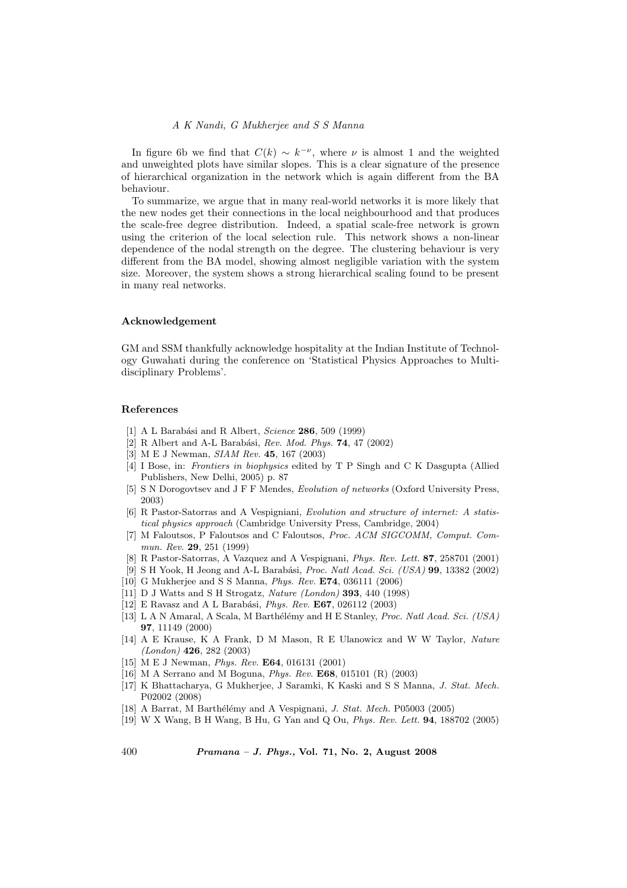In figure 6b we find that $C(k) \sim k^{-\nu}$, where $\nu$ is almost 1 and the weighted and unweighted plots have similar slopes. This is a clear signature of the presence of hierarchical organization in the network which is again different from the BA behaviour.

To summarize, we argue that in many real-world networks it is more likely that the new nodes get their connections in the local neighbourhood and that produces the scale-free degree distribution. Indeed, a spatial scale-free network is grown using the criterion of the local selection rule. This network shows a non-linear dependence of the nodal strength on the degree. The clustering behaviour is very different from the BA model, showing almost negligible variation with the system size. Moreover, the system shows a strong hierarchical scaling found to be present in many real networks.

## Acknowledgement

GM and SSM thankfully acknowledge hospitality at the Indian Institute of Technology Guwahati during the conference on 'Statistical Physics Approaches to Multi-disciplinary Problems'.

## References

[1] A L Barabási and R Albert, *Science* **286**, 509 (1999)
[2] R Albert and A-L Barabási, *Rev. Mod. Phys.* **74**, 47 (2002)
[3] M E J Newman, *SIAM Rev.* **45**, 167 (2003)
[4] I Bose, in: *Frontiers in biophysics* edited by T P Singh and C K Dasgupta (Allied Publishers, New Delhi, 2005) p. 87
[5] S N Dorogovtsev and J F F Mendes, *Evolution of networks* (Oxford University Press, 2003)
[6] R Pastor-Satorras and A Vespigniani, *Evolution and structure of internet: A statistical physics approach* (Cambridge University Press, Cambridge, 2004)
[7] M Faloutsos, P Faloutsos and C Faloutsos, *Proc. ACM SIGCOMM, Comput. Commun. Rev.* **29**, 251 (1999)
[8] R Pastor-Satorras, A Vazquez and A Vespignani, *Phys. Rev. Lett.* **87**, 258701 (2001)
[9] S H Yook, H Jeong and A-L Barabási, *Proc. Natl Acad. Sci. (USA)* **99**, 13382 (2002)
[10] G Mukherjee and S S Manna, *Phys. Rev.* **E74**, 036111 (2006)
[11] D J Watts and S H Strogatz, *Nature (London)* **393**, 440 (1998)
[12] E Ravasz and A L Barabási, *Phys. Rev.* **E67**, 026112 (2003)
[13] L A N Amaral, A Scala, M Barthélémy and H E Stanley, *Proc. Natl Acad. Sci. (USA)* **97**, 11149 (2000)
[14] A E Krause, K A Frank, D M Mason, R E Ulanowicz and W W Taylor, *Nature (London)* **426**, 282 (2003)
[15] M E J Newman, *Phys. Rev.* **E64**, 016131 (2001)
[16] M A Serrano and M Boguna, *Phys. Rev.* **E68**, 015101 (R) (2003)
[17] K Bhattacharya, G Mukherjee, J Saramki, K Kaski and S S Manna, *J. Stat. Mech.* P02002 (2008)
[18] A Barrat, M Barthélémy and A Vespignani, *J. Stat. Mech.* P05003 (2005)
[19] W X Wang, B H Wang, B Hu, G Yan and Q Ou, *Phys. Rev. Lett.* **94**, 188702 (2005)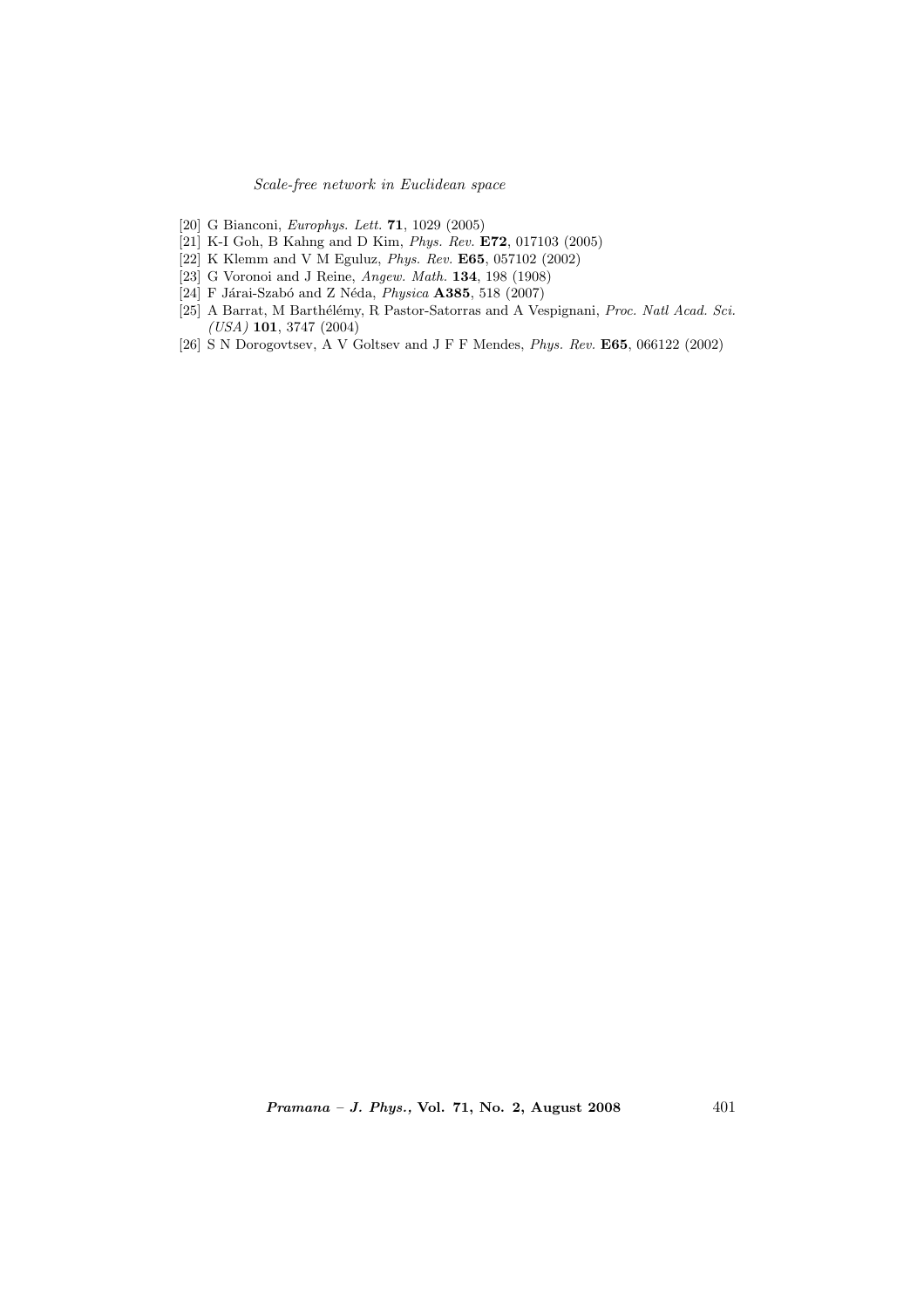[20] G Bianconi, *Europhys. Lett.* **71**, 1029 (2005)

[21] K-I Goh, B Kahng and D Kim, *Phys. Rev.* **E72**, 017103 (2005)

[22] K Klemm and V M Eguluz, *Phys. Rev.* **E65**, 057102 (2002)

[23] G Voronoi and J Reine, *Angew. Math.* **134**, 198 (1908)

[24] F Járai-Szabó and Z Néda, *Physica* **A385**, 518 (2007)

[25] A Barrat, M Barthélémy, R Pastor-Satorras and A Vespignani, *Proc. Natl Acad. Sci. (USA)* **101**, 3747 (2004)

[26] S N Dorogovtsev, A V Goltsev and J F F Mendes, *Phys. Rev.* **E65**, 066122 (2002)